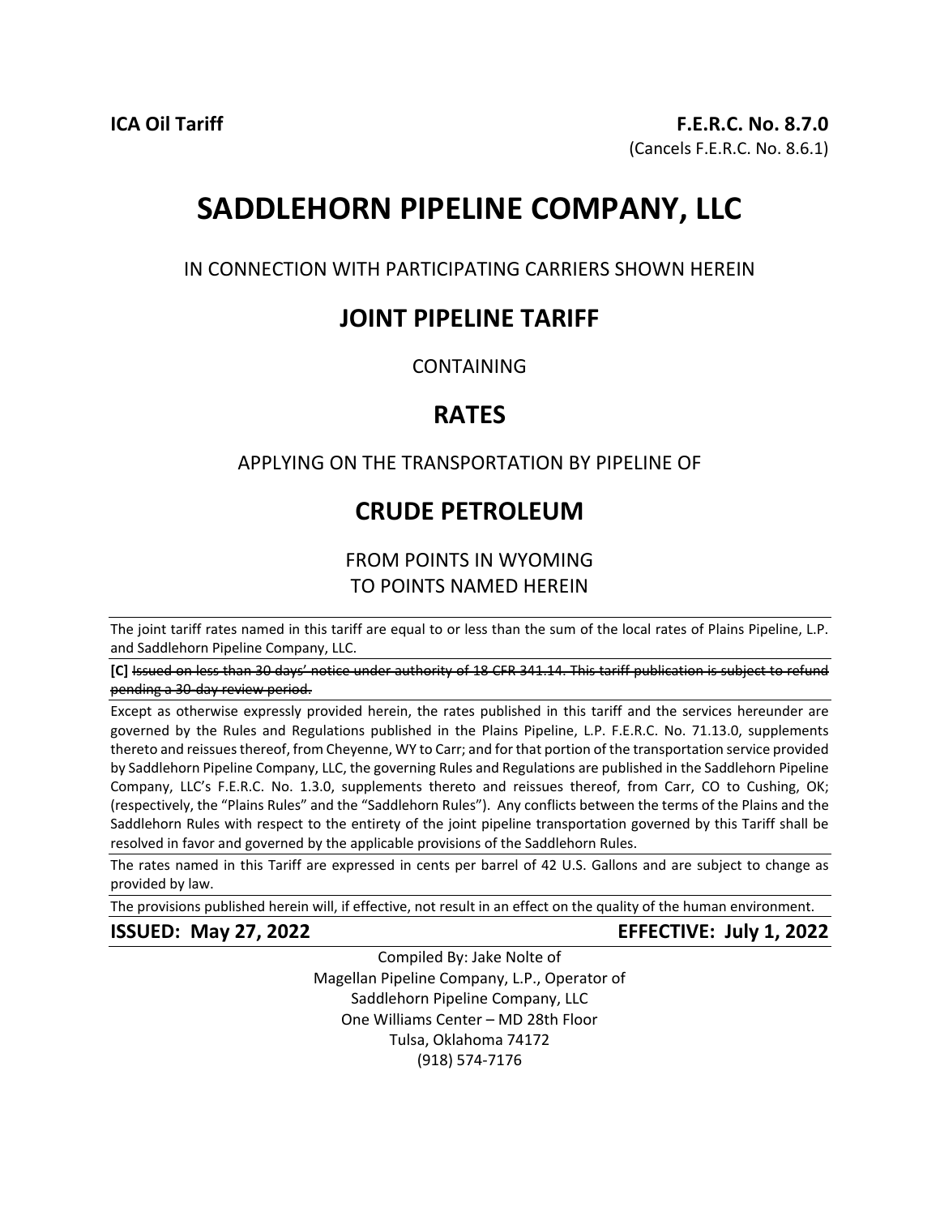**ICA Oil Tariff**

**F.E.R.C. No. 8.7.0**
(Cancels F.E.R.C. No. 8.6.1)

# SADDLEHORN PIPELINE COMPANY, LLC

IN CONNECTION WITH PARTICIPATING CARRIERS SHOWN HEREIN

## JOINT PIPELINE TARIFF

CONTAINING

## RATES

APPLYING ON THE TRANSPORTATION BY PIPELINE OF

## CRUDE PETROLEUM

FROM POINTS IN WYOMING
TO POINTS NAMED HEREIN

---

The joint tariff rates named in this tariff are equal to or less than the sum of the local rates of Plains Pipeline, L.P. and Saddlehorn Pipeline Company, LLC.

---

**[C]** ~~Issued on less than 30 days' notice under authority of 18 CFR 341.14. This tariff publication is subject to refund pending a 30-day review period.~~

---

Except as otherwise expressly provided herein, the rates published in this tariff and the services hereunder are governed by the Rules and Regulations published in the Plains Pipeline, L.P. F.E.R.C. No. 71.13.0, supplements thereto and reissues thereof, from Cheyenne, WY to Carr; and for that portion of the transportation service provided by Saddlehorn Pipeline Company, LLC, the governing Rules and Regulations are published in the Saddlehorn Pipeline Company, LLC's F.E.R.C. No. 1.3.0, supplements thereto and reissues thereof, from Carr, CO to Cushing, OK; (respectively, the "Plains Rules" and the "Saddlehorn Rules"). Any conflicts between the terms of the Plains and the Saddlehorn Rules with respect to the entirety of the joint pipeline transportation governed by this Tariff shall be resolved in favor and governed by the applicable provisions of the Saddlehorn Rules.

---

The rates named in this Tariff are expressed in cents per barrel of 42 U.S. Gallons and are subject to change as provided by law.

---

The provisions published herein will, if effective, not result in an effect on the quality of the human environment.

---

**ISSUED: May 27, 2022** **EFFECTIVE: July 1, 2022**

Compiled By: Jake Nolte of
Magellan Pipeline Company, L.P., Operator of
Saddlehorn Pipeline Company, LLC
One Williams Center – MD 28th Floor
Tulsa, Oklahoma 74172
(918) 574-7176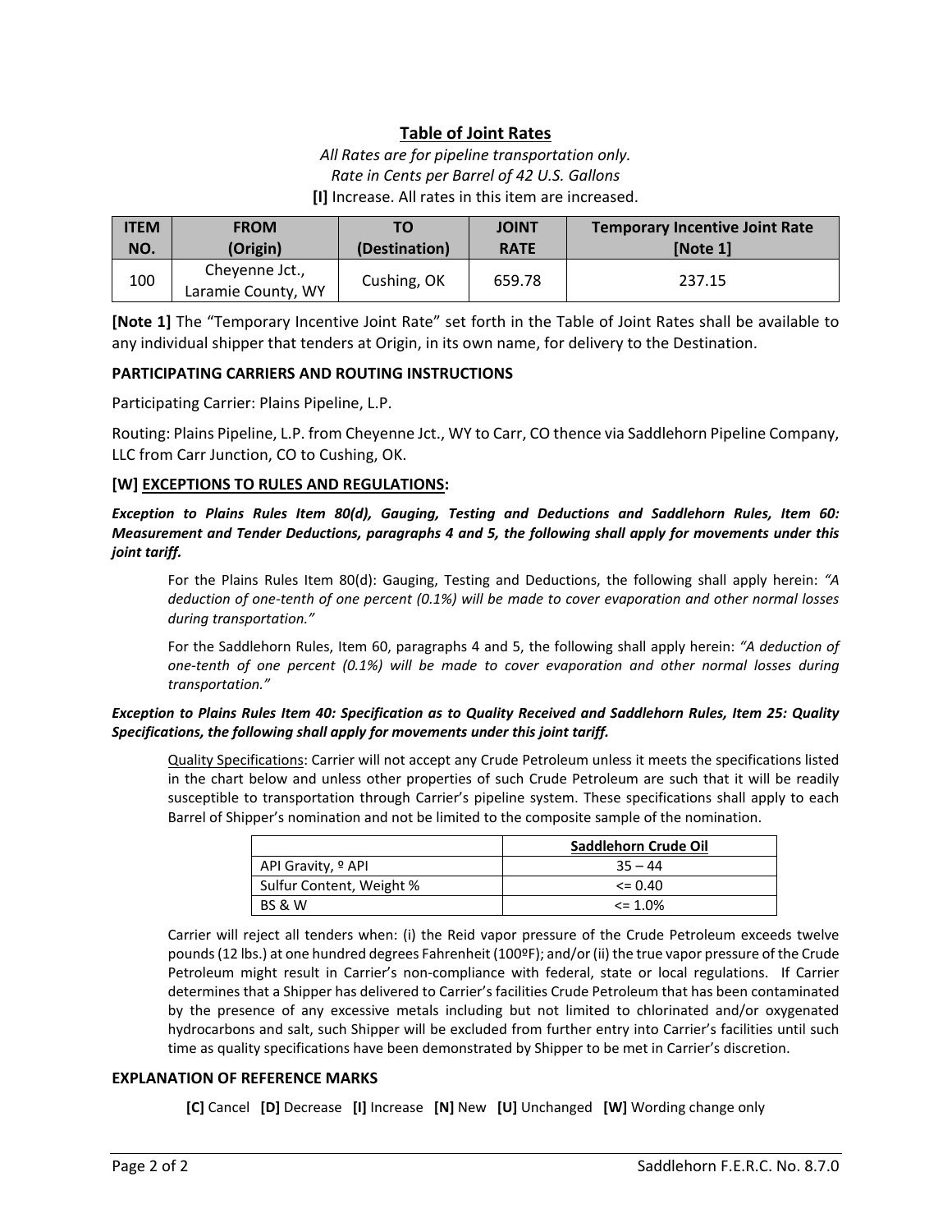## Table of Joint Rates

*All Rates are for pipeline transportation only.*
*Rate in Cents per Barrel of 42 U.S. Gallons*
**[I]** Increase. All rates in this item are increased.

| ITEM NO. | FROM (Origin) | TO (Destination) | JOINT RATE | Temporary Incentive Joint Rate [Note 1] |
|---|---|---|---|---|
| 100 | Cheyenne Jct., Laramie County, WY | Cushing, OK | 659.78 | 237.15 |

**[Note 1]** The "Temporary Incentive Joint Rate" set forth in the Table of Joint Rates shall be available to any individual shipper that tenders at Origin, in its own name, for delivery to the Destination.

**PARTICIPATING CARRIERS AND ROUTING INSTRUCTIONS**

Participating Carrier: Plains Pipeline, L.P.

Routing: Plains Pipeline, L.P. from Cheyenne Jct., WY to Carr, CO thence via Saddlehorn Pipeline Company, LLC from Carr Junction, CO to Cushing, OK.

**[W] EXCEPTIONS TO RULES AND REGULATIONS:**

***Exception to Plains Rules Item 80(d), Gauging, Testing and Deductions and Saddlehorn Rules, Item 60: Measurement and Tender Deductions, paragraphs 4 and 5, the following shall apply for movements under this joint tariff.***

For the Plains Rules Item 80(d): Gauging, Testing and Deductions, the following shall apply herein: *"A deduction of one-tenth of one percent (0.1%) will be made to cover evaporation and other normal losses during transportation."*

For the Saddlehorn Rules, Item 60, paragraphs 4 and 5, the following shall apply herein: *"A deduction of one-tenth of one percent (0.1%) will be made to cover evaporation and other normal losses during transportation."*

***Exception to Plains Rules Item 40: Specification as to Quality Received and Saddlehorn Rules, Item 25: Quality Specifications, the following shall apply for movements under this joint tariff.***

Quality Specifications: Carrier will not accept any Crude Petroleum unless it meets the specifications listed in the chart below and unless other properties of such Crude Petroleum are such that it will be readily susceptible to transportation through Carrier's pipeline system. These specifications shall apply to each Barrel of Shipper's nomination and not be limited to the composite sample of the nomination.

| | Saddlehorn Crude Oil |
|---|---|
| API Gravity, º API | 35 – 44 |
| Sulfur Content, Weight % | <= 0.40 |
| BS & W | <= 1.0% |

Carrier will reject all tenders when: (i) the Reid vapor pressure of the Crude Petroleum exceeds twelve pounds (12 lbs.) at one hundred degrees Fahrenheit (100ºF); and/or (ii) the true vapor pressure of the Crude Petroleum might result in Carrier's non-compliance with federal, state or local regulations. If Carrier determines that a Shipper has delivered to Carrier's facilities Crude Petroleum that has been contaminated by the presence of any excessive metals including but not limited to chlorinated and/or oxygenated hydrocarbons and salt, such Shipper will be excluded from further entry into Carrier's facilities until such time as quality specifications have been demonstrated by Shipper to be met in Carrier's discretion.

**EXPLANATION OF REFERENCE MARKS**

**[C]** Cancel **[D]** Decrease **[I]** Increase **[N]** New **[U]** Unchanged **[W]** Wording change only